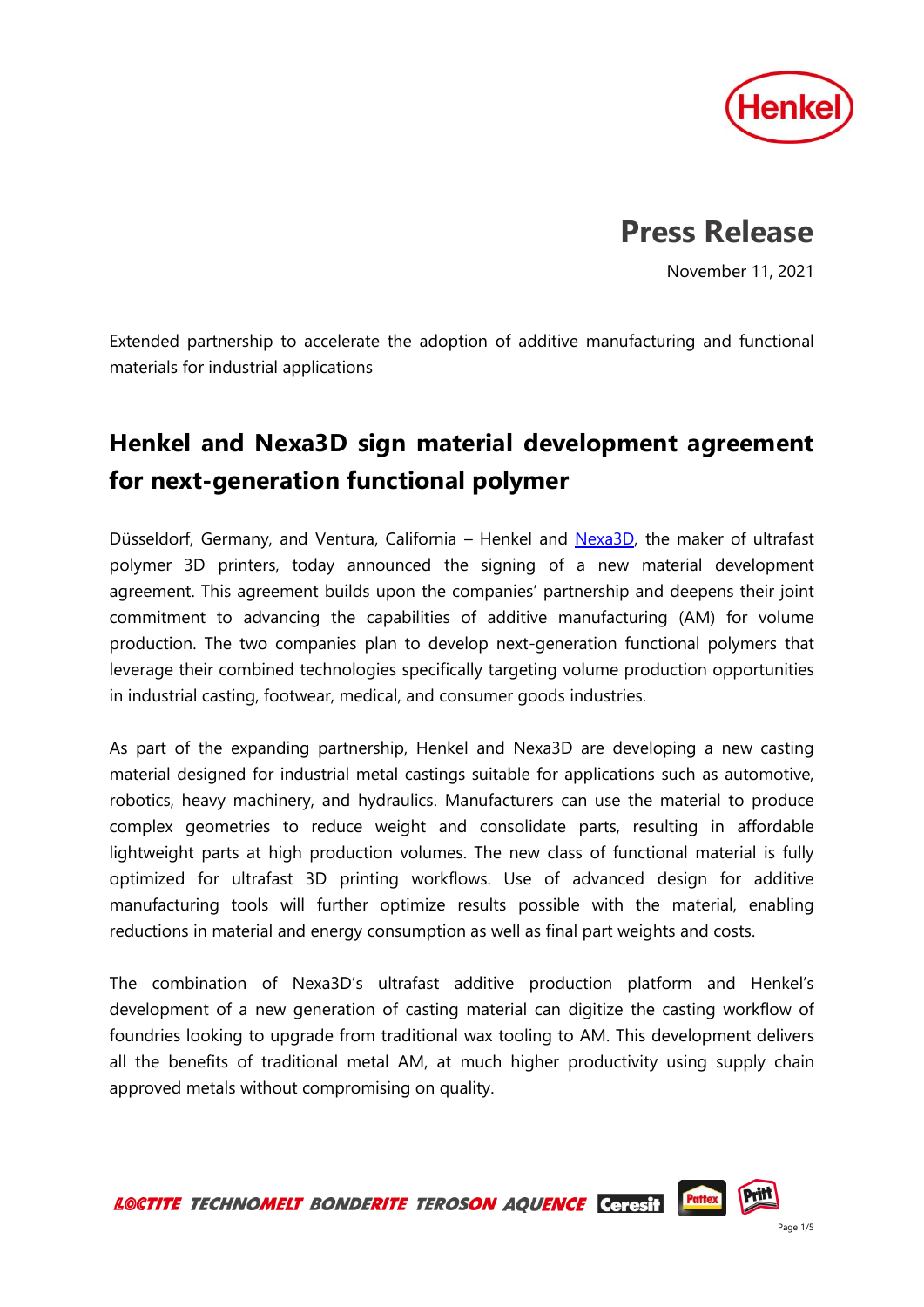# Press Release

November 11, 2021

Extended partnership to accelerate the adoption of additive manufacturing and functional materials for industrial applications

## Henkel and Nexa3D sign material development agreement for next-generation functional polymer

Düsseldorf, Germany, and Ventura, California – Henkel and [Nexa3D](), the maker of ultrafast polymer 3D printers, today announced the signing of a new material development agreement. This agreement builds upon the companies' partnership and deepens their joint commitment to advancing the capabilities of additive manufacturing (AM) for volume production. The two companies plan to develop next-generation functional polymers that leverage their combined technologies specifically targeting volume production opportunities in industrial casting, footwear, medical, and consumer goods industries.

As part of the expanding partnership, Henkel and Nexa3D are developing a new casting material designed for industrial metal castings suitable for applications such as automotive, robotics, heavy machinery, and hydraulics. Manufacturers can use the material to produce complex geometries to reduce weight and consolidate parts, resulting in affordable lightweight parts at high production volumes. The new class of functional material is fully optimized for ultrafast 3D printing workflows. Use of advanced design for additive manufacturing tools will further optimize results possible with the material, enabling reductions in material and energy consumption as well as final part weights and costs.

The combination of Nexa3D's ultrafast additive production platform and Henkel's development of a new generation of casting material can digitize the casting workflow of foundries looking to upgrade from traditional wax tooling to AM. This development delivers all the benefits of traditional metal AM, at much higher productivity using supply chain approved metals without compromising on quality.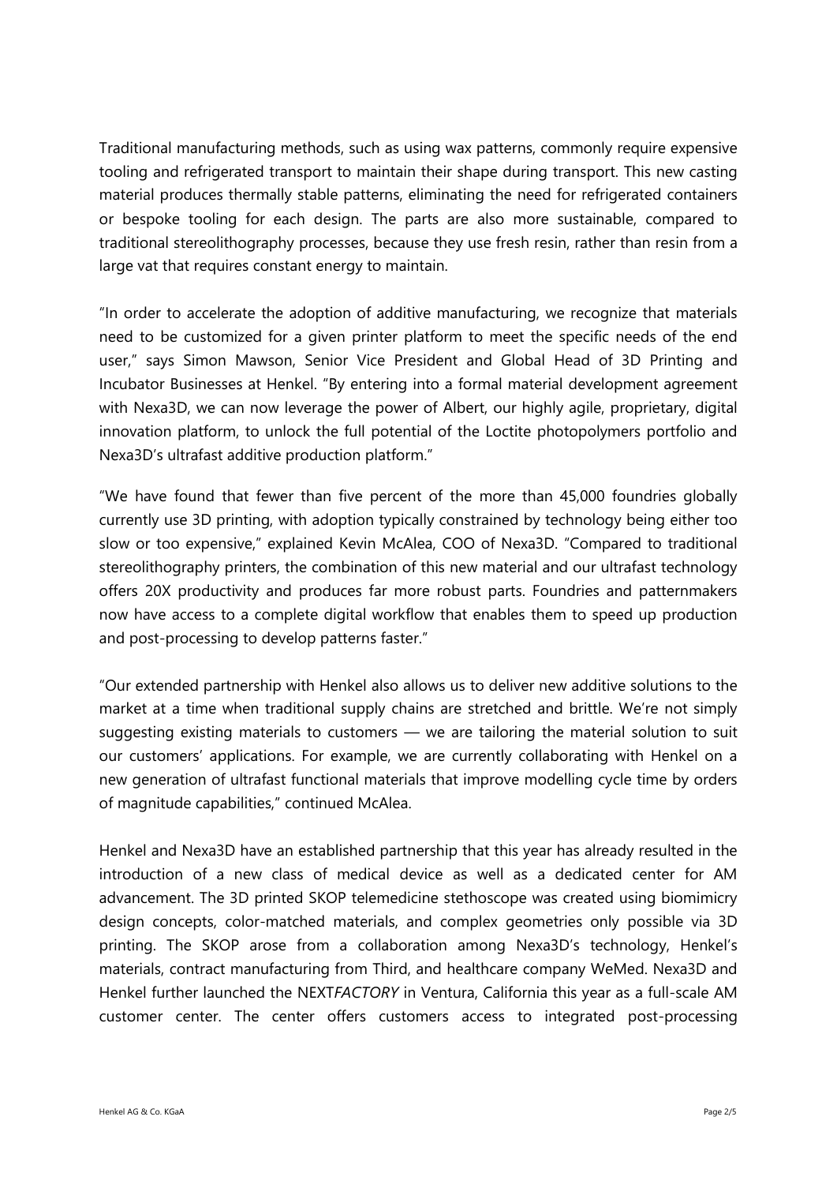Traditional manufacturing methods, such as using wax patterns, commonly require expensive tooling and refrigerated transport to maintain their shape during transport. This new casting material produces thermally stable patterns, eliminating the need for refrigerated containers or bespoke tooling for each design. The parts are also more sustainable, compared to traditional stereolithography processes, because they use fresh resin, rather than resin from a large vat that requires constant energy to maintain.

"In order to accelerate the adoption of additive manufacturing, we recognize that materials need to be customized for a given printer platform to meet the specific needs of the end user," says Simon Mawson, Senior Vice President and Global Head of 3D Printing and Incubator Businesses at Henkel. "By entering into a formal material development agreement with Nexa3D, we can now leverage the power of Albert, our highly agile, proprietary, digital innovation platform, to unlock the full potential of the Loctite photopolymers portfolio and Nexa3D's ultrafast additive production platform."

"We have found that fewer than five percent of the more than 45,000 foundries globally currently use 3D printing, with adoption typically constrained by technology being either too slow or too expensive," explained Kevin McAlea, COO of Nexa3D. "Compared to traditional stereolithography printers, the combination of this new material and our ultrafast technology offers 20X productivity and produces far more robust parts. Foundries and patternmakers now have access to a complete digital workflow that enables them to speed up production and post-processing to develop patterns faster."

"Our extended partnership with Henkel also allows us to deliver new additive solutions to the market at a time when traditional supply chains are stretched and brittle. We're not simply suggesting existing materials to customers — we are tailoring the material solution to suit our customers' applications. For example, we are currently collaborating with Henkel on a new generation of ultrafast functional materials that improve modelling cycle time by orders of magnitude capabilities," continued McAlea.

Henkel and Nexa3D have an established partnership that this year has already resulted in the introduction of a new class of medical device as well as a dedicated center for AM advancement. The 3D printed SKOP telemedicine stethoscope was created using biomimicry design concepts, color-matched materials, and complex geometries only possible via 3D printing. The SKOP arose from a collaboration among Nexa3D's technology, Henkel's materials, contract manufacturing from Third, and healthcare company WeMed. Nexa3D and Henkel further launched the NEXT*FACTORY* in Ventura, California this year as a full-scale AM customer center. The center offers customers access to integrated post-processing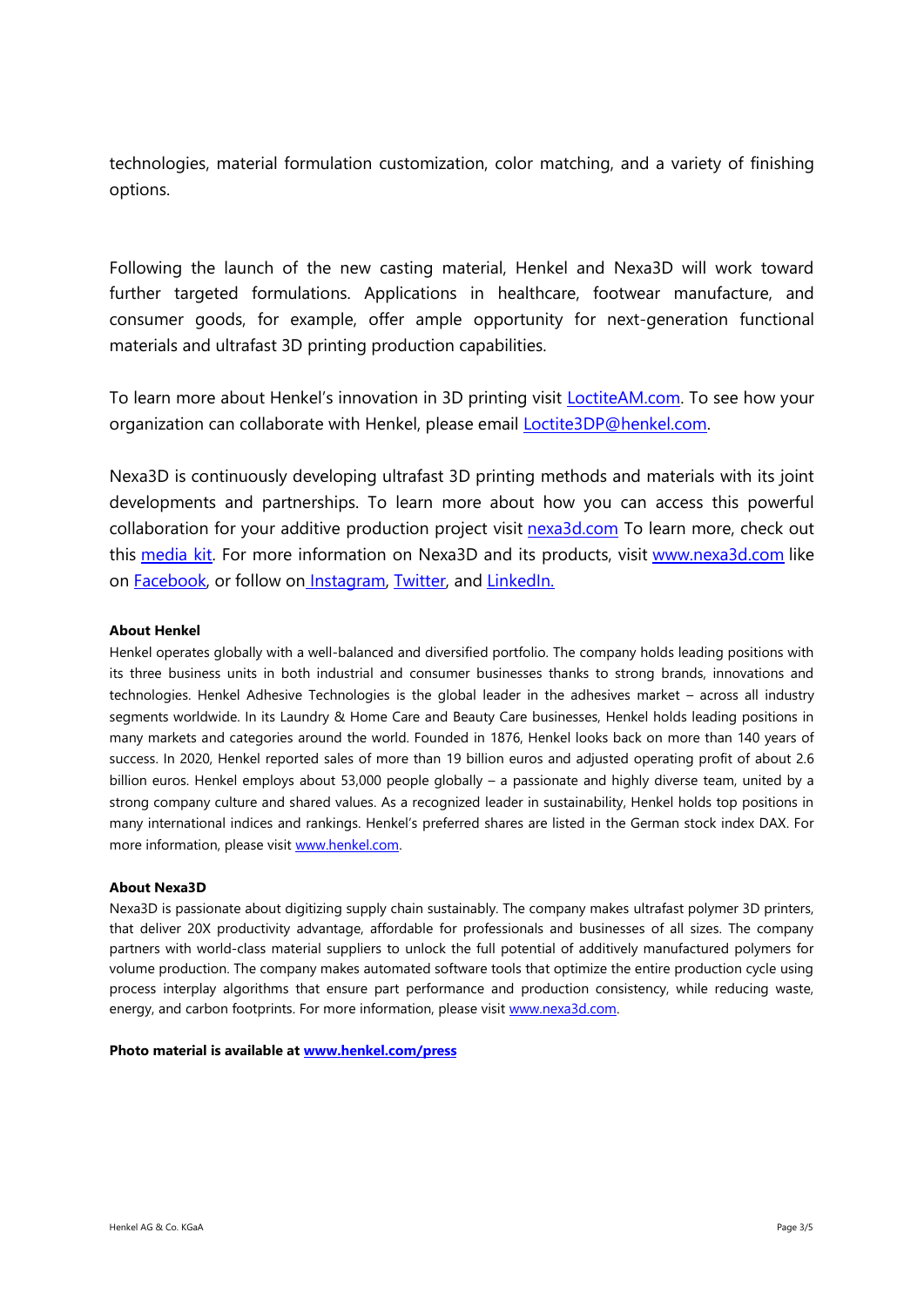technologies, material formulation customization, color matching, and a variety of finishing options.

Following the launch of the new casting material, Henkel and Nexa3D will work toward further targeted formulations. Applications in healthcare, footwear manufacture, and consumer goods, for example, offer ample opportunity for next-generation functional materials and ultrafast 3D printing production capabilities.

To learn more about Henkel's innovation in 3D printing visit LoctiteAM.com. To see how your organization can collaborate with Henkel, please email Loctite3DP@henkel.com.

Nexa3D is continuously developing ultrafast 3D printing methods and materials with its joint developments and partnerships. To learn more about how you can access this powerful collaboration for your additive production project visit nexa3d.com To learn more, check out this media kit. For more information on Nexa3D and its products, visit www.nexa3d.com like on Facebook, or follow on Instagram, Twitter, and LinkedIn.

**About Henkel**

Henkel operates globally with a well-balanced and diversified portfolio. The company holds leading positions with its three business units in both industrial and consumer businesses thanks to strong brands, innovations and technologies. Henkel Adhesive Technologies is the global leader in the adhesives market – across all industry segments worldwide. In its Laundry & Home Care and Beauty Care businesses, Henkel holds leading positions in many markets and categories around the world. Founded in 1876, Henkel looks back on more than 140 years of success. In 2020, Henkel reported sales of more than 19 billion euros and adjusted operating profit of about 2.6 billion euros. Henkel employs about 53,000 people globally – a passionate and highly diverse team, united by a strong company culture and shared values. As a recognized leader in sustainability, Henkel holds top positions in many international indices and rankings. Henkel's preferred shares are listed in the German stock index DAX. For more information, please visit www.henkel.com.

**About Nexa3D**

Nexa3D is passionate about digitizing supply chain sustainably. The company makes ultrafast polymer 3D printers, that deliver 20X productivity advantage, affordable for professionals and businesses of all sizes. The company partners with world-class material suppliers to unlock the full potential of additively manufactured polymers for volume production. The company makes automated software tools that optimize the entire production cycle using process interplay algorithms that ensure part performance and production consistency, while reducing waste, energy, and carbon footprints. For more information, please visit www.nexa3d.com.

**Photo material is available at www.henkel.com/press**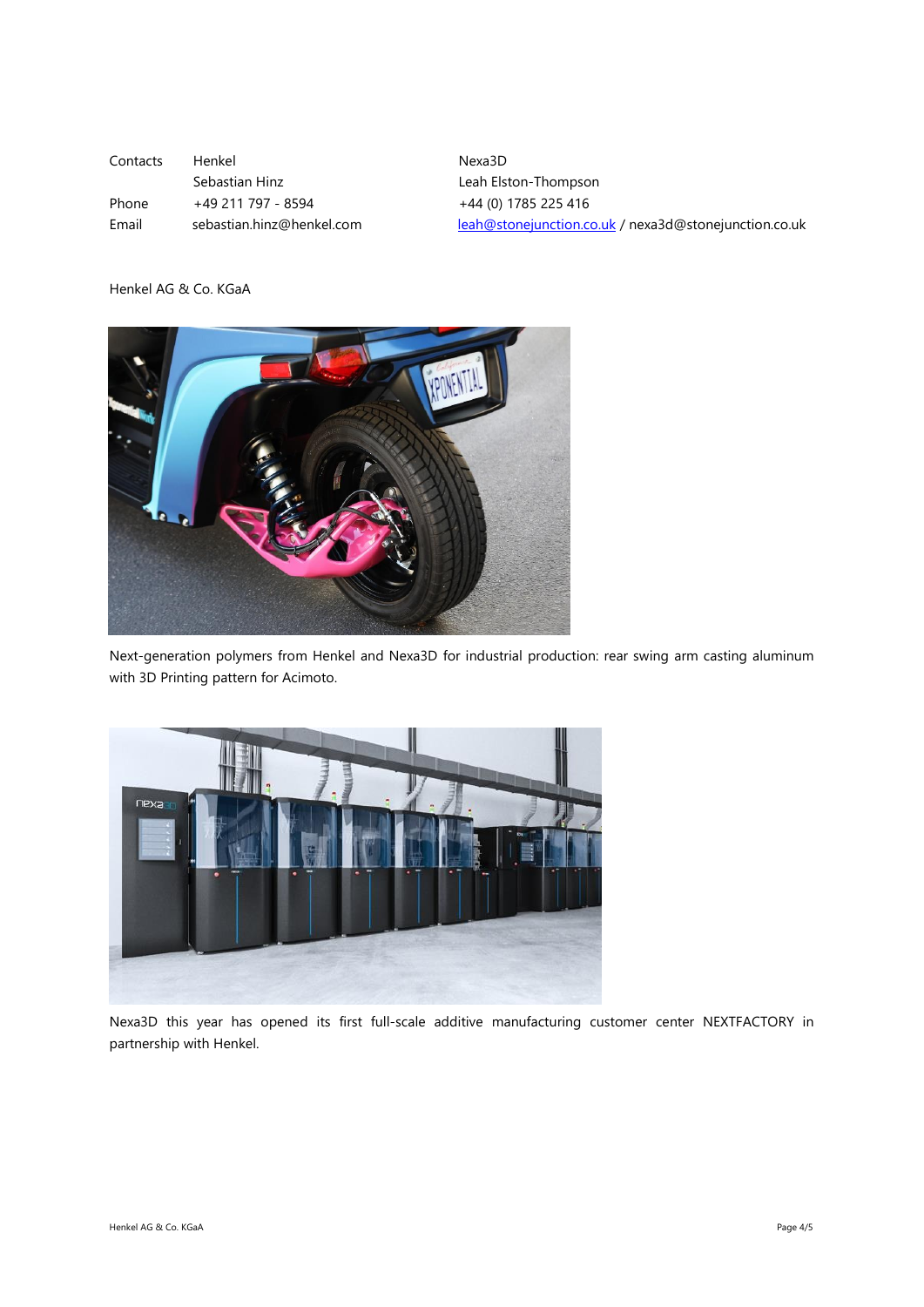| Contacts | Henkel | Nexa3D |
|---|---|---|
| | Sebastian Hinz | Leah Elston-Thompson |
| Phone | +49 211 797 - 8594 | +44 (0) 1785 225 416 |
| Email | sebastian.hinz@henkel.com | leah@stonejunction.co.uk / nexa3d@stonejunction.co.uk |

Henkel AG & Co. KGaA

Next-generation polymers from Henkel and Nexa3D for industrial production: rear swing arm casting aluminum with 3D Printing pattern for Acimoto.

Nexa3D this year has opened its first full-scale additive manufacturing customer center NEXTFACTORY in partnership with Henkel.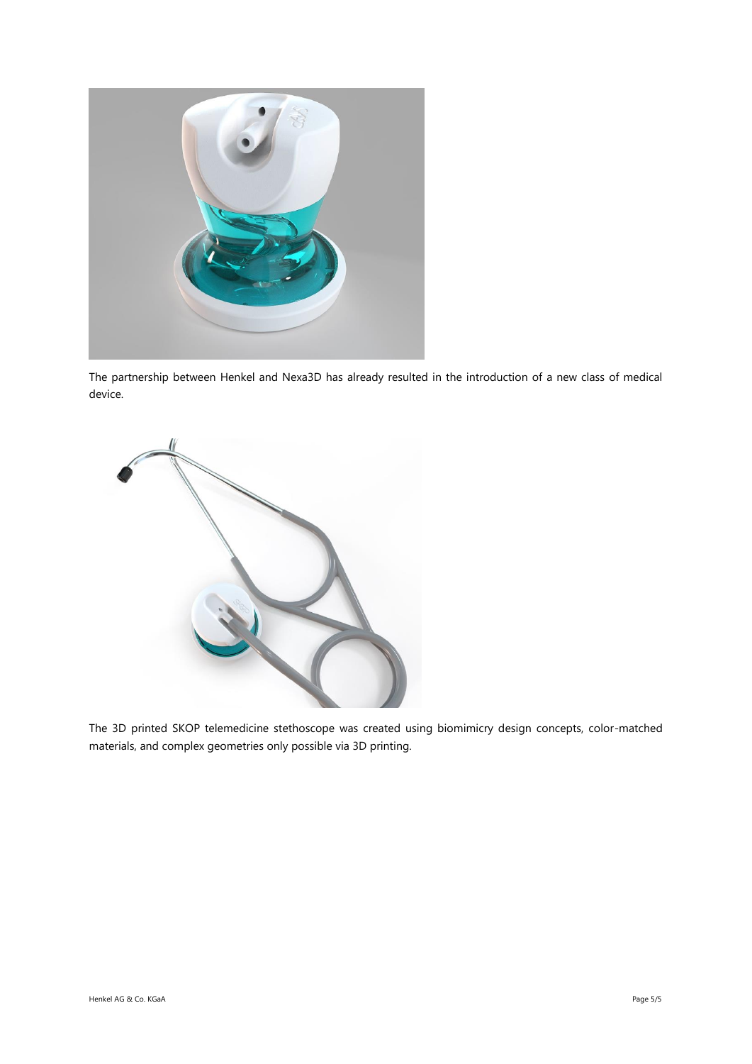The partnership between Henkel and Nexa3D has already resulted in the introduction of a new class of medical device.

The 3D printed SKOP telemedicine stethoscope was created using biomimicry design concepts, color-matched materials, and complex geometries only possible via 3D printing.